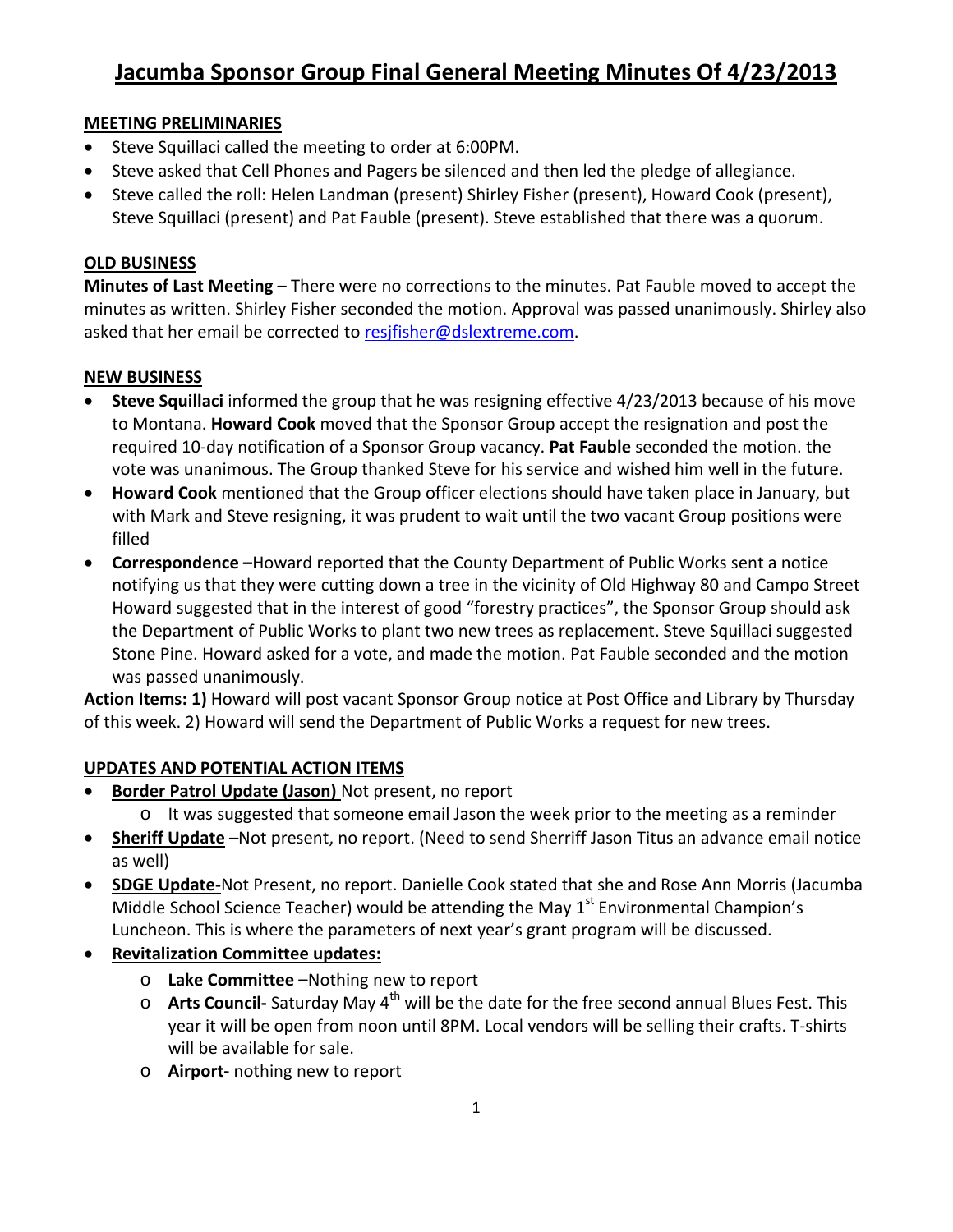# Jacumba Sponsor Group Final General Meeting Minutes Of 4/23/2013

## MEETING PRELIMINARIES

- Steve Squillaci called the meeting to order at 6:00PM.
- Steve asked that Cell Phones and Pagers be silenced and then led the pledge of allegiance.
- Steve called the roll: Helen Landman (present) Shirley Fisher (present), Howard Cook (present), Steve Squillaci (present) and Pat Fauble (present). Steve established that there was a quorum.

## OLD BUSINESS

**Minutes of Last Meeting** – There were no corrections to the minutes. Pat Fauble moved to accept the minutes as written. Shirley Fisher seconded the motion. Approval was passed unanimously. Shirley also asked that her email be corrected to resjfisher@dslextreme.com.

## NEW BUSINESS

- **Steve Squillaci** informed the group that he was resigning effective 4/23/2013 because of his move to Montana. **Howard Cook** moved that the Sponsor Group accept the resignation and post the required 10-day notification of a Sponsor Group vacancy. **Pat Fauble** seconded the motion. the vote was unanimous. The Group thanked Steve for his service and wished him well in the future.
- **Howard Cook** mentioned that the Group officer elections should have taken place in January, but with Mark and Steve resigning, it was prudent to wait until the two vacant Group positions were filled
- **Correspondence –**Howard reported that the County Department of Public Works sent a notice notifying us that they were cutting down a tree in the vicinity of Old Highway 80 and Campo Street Howard suggested that in the interest of good "forestry practices", the Sponsor Group should ask the Department of Public Works to plant two new trees as replacement. Steve Squillaci suggested Stone Pine. Howard asked for a vote, and made the motion. Pat Fauble seconded and the motion was passed unanimously.

**Action Items: 1)** Howard will post vacant Sponsor Group notice at Post Office and Library by Thursday of this week. 2) Howard will send the Department of Public Works a request for new trees.

## UPDATES AND POTENTIAL ACTION ITEMS

- **Border Patrol Update (Jason)** Not present, no report
    - It was suggested that someone email Jason the week prior to the meeting as a reminder
- **Sheriff Update** –Not present, no report. (Need to send Sherriff Jason Titus an advance email notice as well)
- **SDGE Update-**Not Present, no report. Danielle Cook stated that she and Rose Ann Morris (Jacumba Middle School Science Teacher) would be attending the May 1st Environmental Champion's Luncheon. This is where the parameters of next year's grant program will be discussed.
- **Revitalization Committee updates:**
    - **Lake Committee –**Nothing new to report
    - **Arts Council-** Saturday May 4th will be the date for the free second annual Blues Fest. This year it will be open from noon until 8PM. Local vendors will be selling their crafts. T-shirts will be available for sale.
    - **Airport-** nothing new to report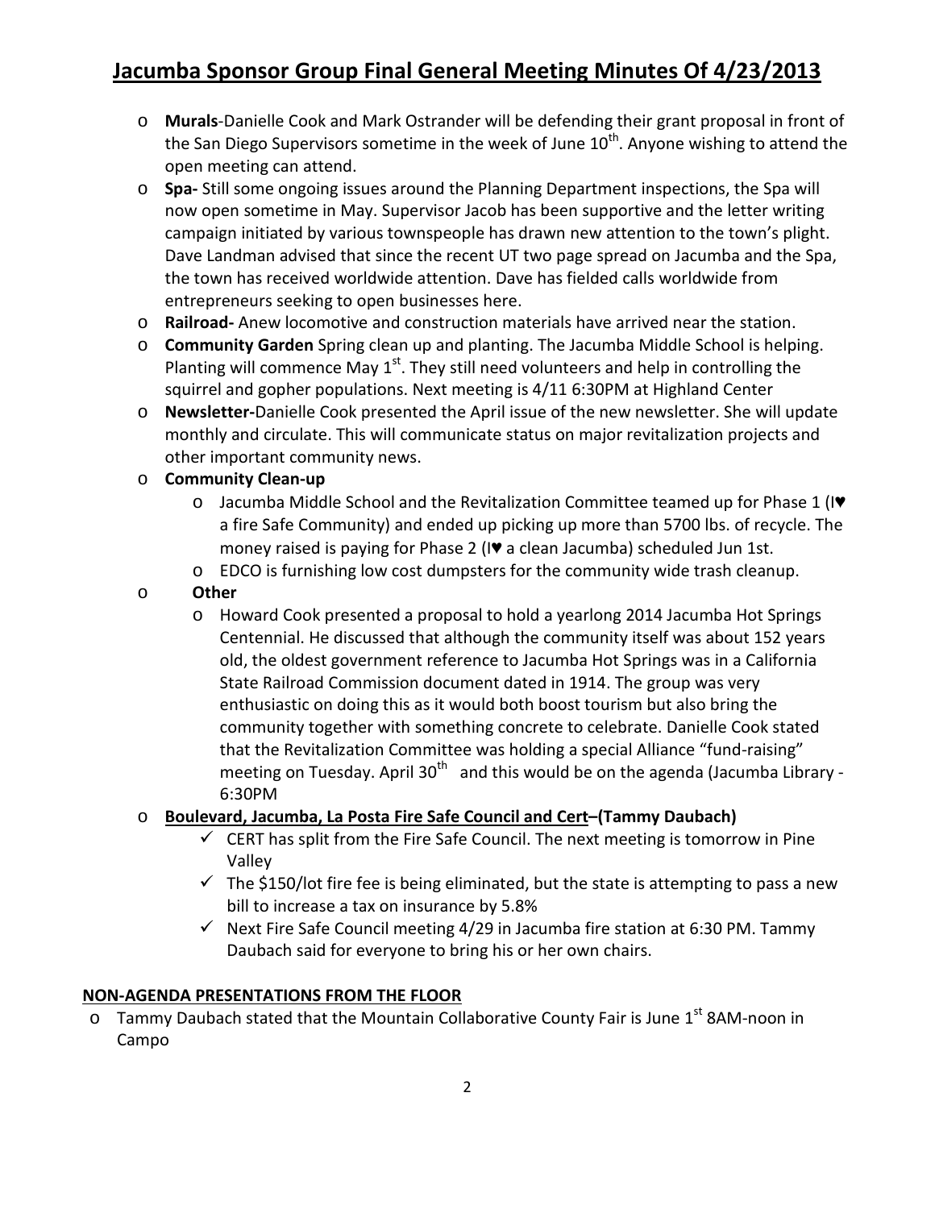- **Murals**-Danielle Cook and Mark Ostrander will be defending their grant proposal in front of the San Diego Supervisors sometime in the week of June 10th. Anyone wishing to attend the open meeting can attend.
- **Spa-** Still some ongoing issues around the Planning Department inspections, the Spa will now open sometime in May. Supervisor Jacob has been supportive and the letter writing campaign initiated by various townspeople has drawn new attention to the town's plight. Dave Landman advised that since the recent UT two page spread on Jacumba and the Spa, the town has received worldwide attention. Dave has fielded calls worldwide from entrepreneurs seeking to open businesses here.
- **Railroad-** Anew locomotive and construction materials have arrived near the station.
- **Community Garden** Spring clean up and planting. The Jacumba Middle School is helping. Planting will commence May 1st. They still need volunteers and help in controlling the squirrel and gopher populations. Next meeting is 4/11 6:30PM at Highland Center
- **Newsletter-**Danielle Cook presented the April issue of the new newsletter. She will update monthly and circulate. This will communicate status on major revitalization projects and other important community news.
- **Community Clean-up**
  - Jacumba Middle School and the Revitalization Committee teamed up for Phase 1 (I♥ a fire Safe Community) and ended up picking up more than 5700 lbs. of recycle. The money raised is paying for Phase 2 (I♥ a clean Jacumba) scheduled Jun 1st.
  - EDCO is furnishing low cost dumpsters for the community wide trash cleanup.
- **Other**
  - Howard Cook presented a proposal to hold a yearlong 2014 Jacumba Hot Springs Centennial. He discussed that although the community itself was about 152 years old, the oldest government reference to Jacumba Hot Springs was in a California State Railroad Commission document dated in 1914. The group was very enthusiastic on doing this as it would both boost tourism but also bring the community together with something concrete to celebrate. Danielle Cook stated that the Revitalization Committee was holding a special Alliance "fund-raising" meeting on Tuesday. April 30th and this would be on the agenda (Jacumba Library - 6:30PM
- **<u>Boulevard, Jacumba, La Posta Fire Safe Council and Cert</u>–(Tammy Daubach)**
  - ✓ CERT has split from the Fire Safe Council. The next meeting is tomorrow in Pine Valley
  - ✓ The $150/lot fire fee is being eliminated, but the state is attempting to pass a new bill to increase a tax on insurance by 5.8%
  - ✓ Next Fire Safe Council meeting 4/29 in Jacumba fire station at 6:30 PM. Tammy Daubach said for everyone to bring his or her own chairs.

## NON-AGENDA PRESENTATIONS FROM THE FLOOR

- Tammy Daubach stated that the Mountain Collaborative County Fair is June 1st 8AM-noon in Campo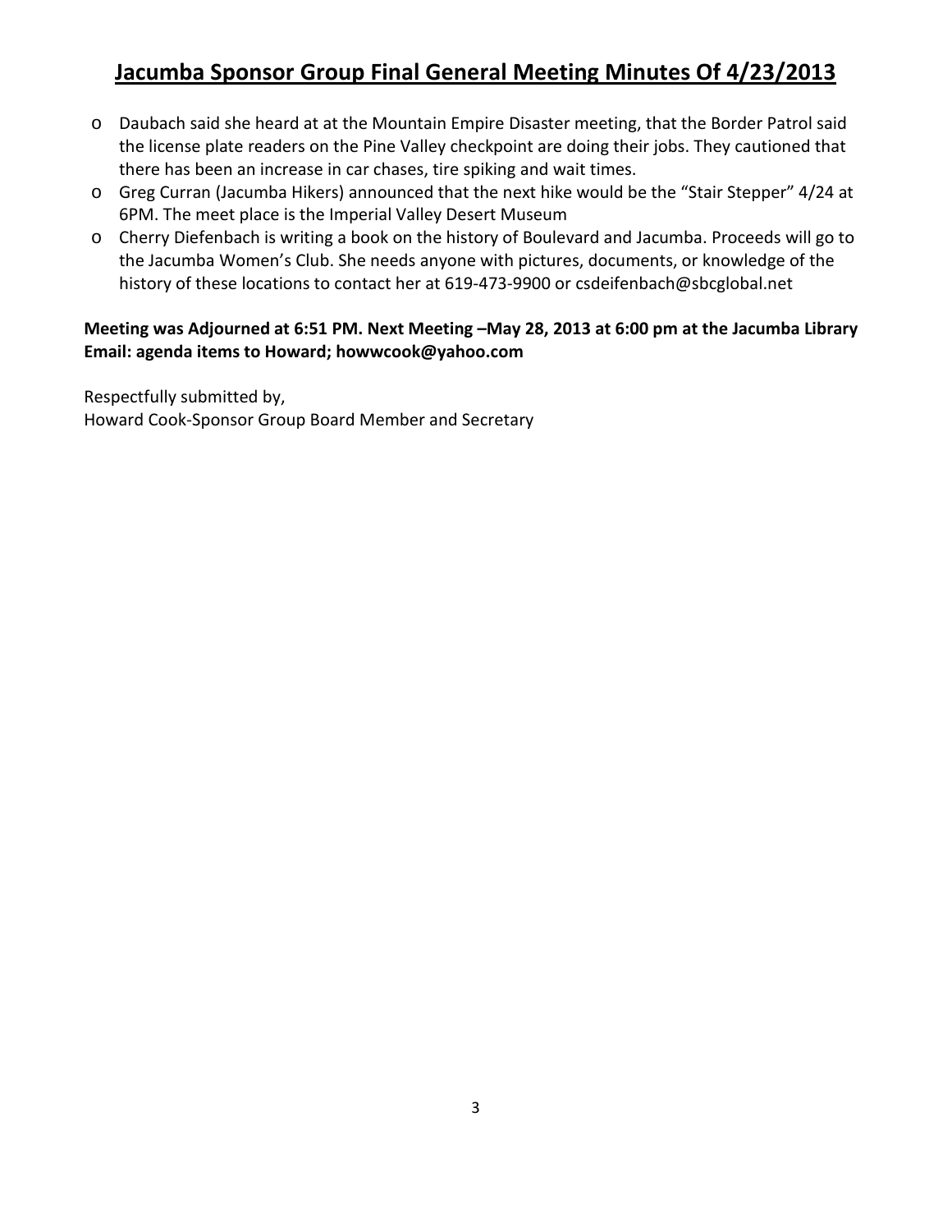# Jacumba Sponsor Group Final General Meeting Minutes Of 4/23/2013

- Daubach said she heard at at the Mountain Empire Disaster meeting, that the Border Patrol said the license plate readers on the Pine Valley checkpoint are doing their jobs. They cautioned that there has been an increase in car chases, tire spiking and wait times.
- Greg Curran (Jacumba Hikers) announced that the next hike would be the "Stair Stepper" 4/24 at 6PM. The meet place is the Imperial Valley Desert Museum
- Cherry Diefenbach is writing a book on the history of Boulevard and Jacumba. Proceeds will go to the Jacumba Women's Club. She needs anyone with pictures, documents, or knowledge of the history of these locations to contact her at 619-473-9900 or csdeifenbach@sbcglobal.net

**Meeting was Adjourned at 6:51 PM. Next Meeting –May 28, 2013 at 6:00 pm at the Jacumba Library Email: agenda items to Howard; howwcook@yahoo.com**

Respectfully submitted by,
Howard Cook-Sponsor Group Board Member and Secretary